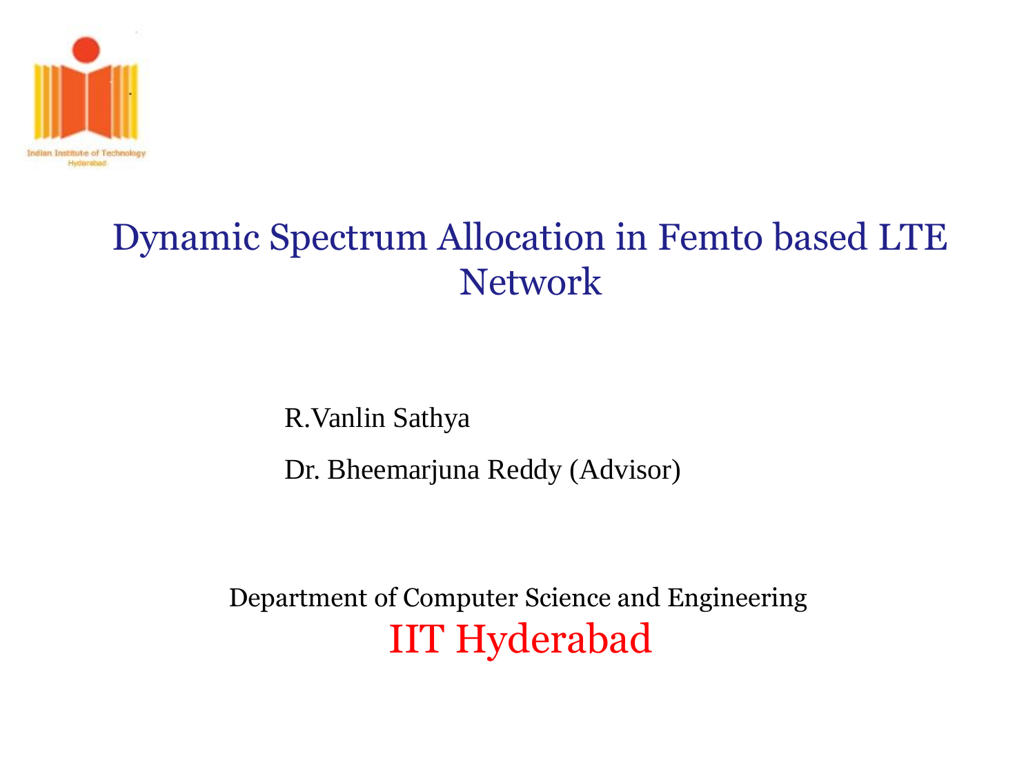Indian Institute of Technology
Hyderabad

# Dynamic Spectrum Allocation in Femto based LTE Network

R.Vanlin Sathya

Dr. Bheemarjuna Reddy (Advisor)

Department of Computer Science and Engineering

IIT Hyderabad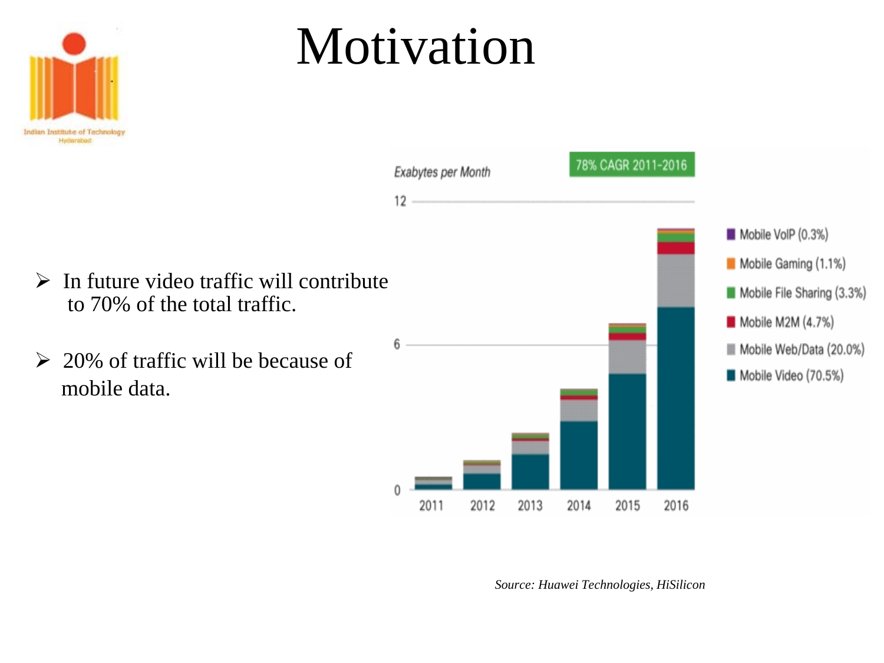# Motivation

- In future video traffic will contribute to 70% of the total traffic.
- 20% of traffic will be because of mobile data.

Exabytes per Month

78% CAGR 2011-2016

- Mobile VoIP (0.3%)
- Mobile Gaming (1.1%)
- Mobile File Sharing (3.3%)
- Mobile M2M (4.7%)
- Mobile Web/Data (20.0%)
- Mobile Video (70.5%)

*Source: Huawei Technologies, HiSilicon*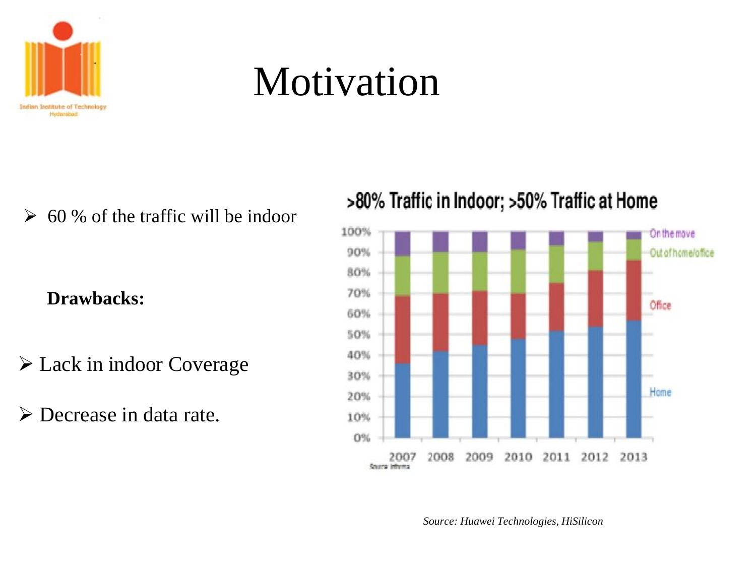# Motivation

- 60 % of the traffic will be indoor

**Drawbacks:**

- Lack in indoor Coverage
- Decrease in data rate.

>80% Traffic in Indoor; >50% Traffic at Home

*Source: Huawei Technologies, HiSilicon*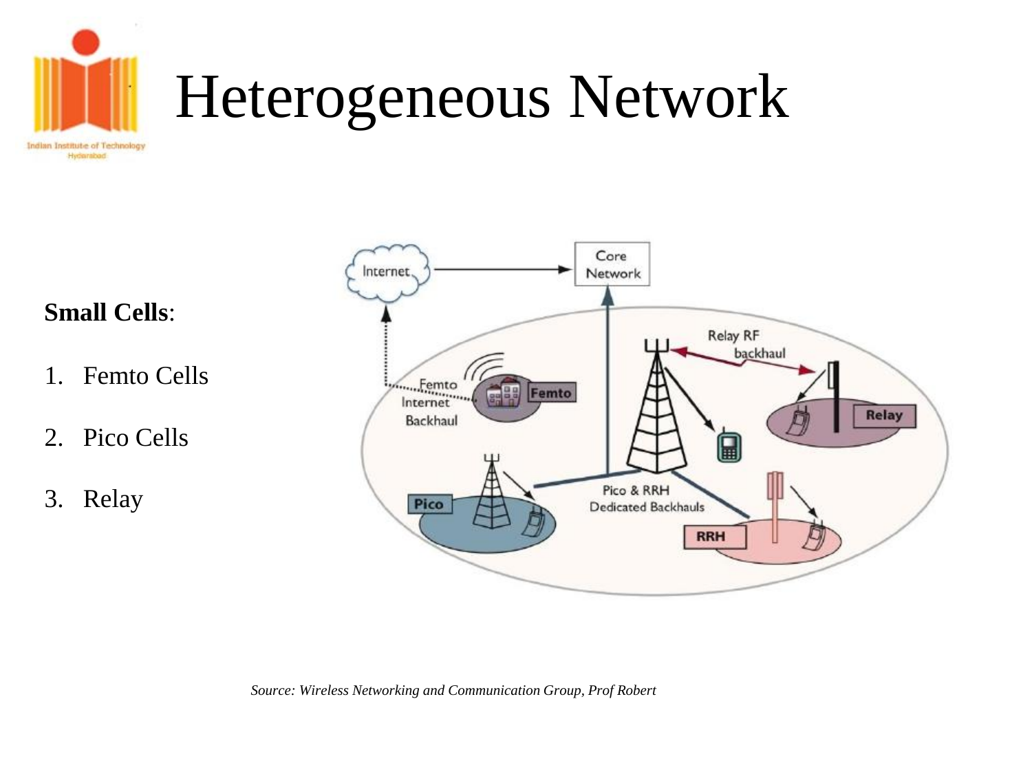# Heterogeneous Network

**Small Cells**:

1. Femto Cells
2. Pico Cells
3. Relay

*Source: Wireless Networking and Communication Group, Prof Robert*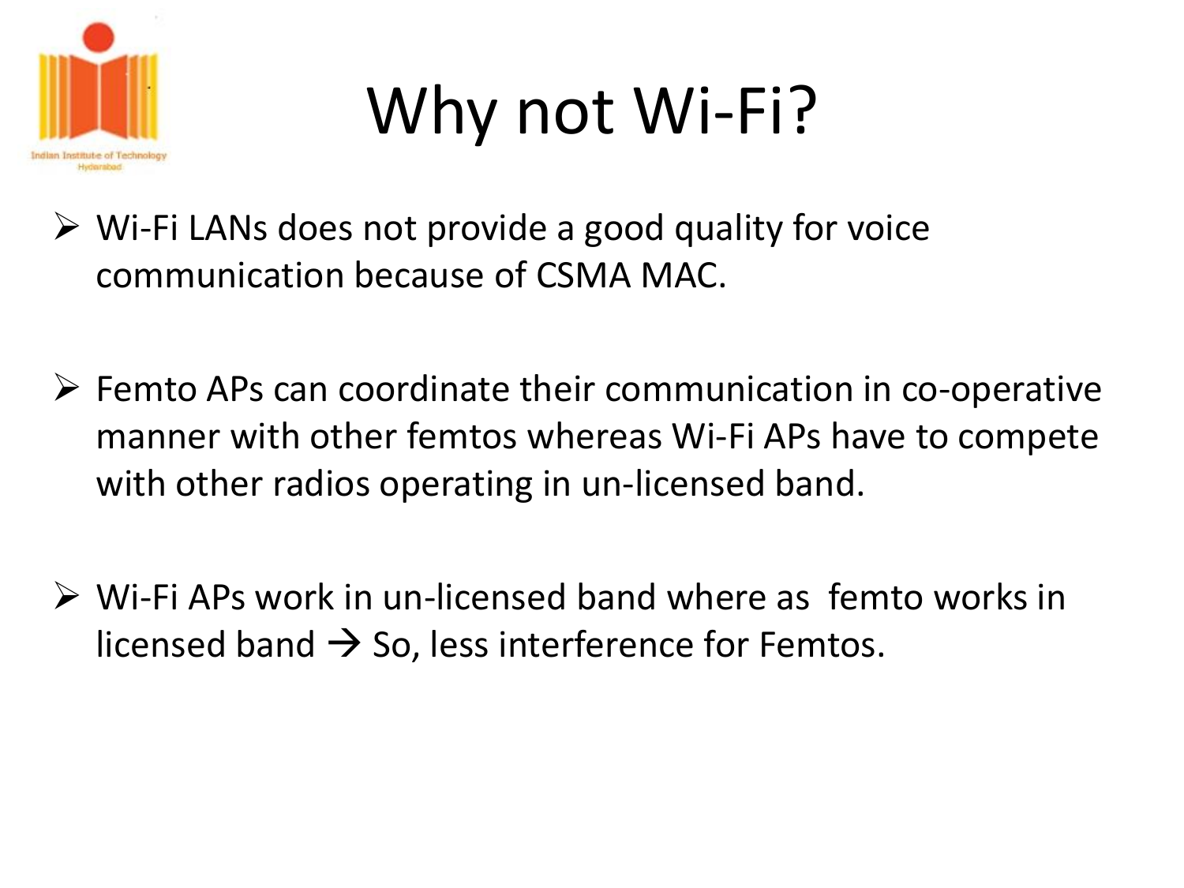# Why not Wi-Fi?

- Wi-Fi LANs does not provide a good quality for voice communication because of CSMA MAC.
- Femto APs can coordinate their communication in co-operative manner with other femtos whereas Wi-Fi APs have to compete with other radios operating in un-licensed band.
- Wi-Fi APs work in un-licensed band where as femto works in licensed band → So, less interference for Femtos.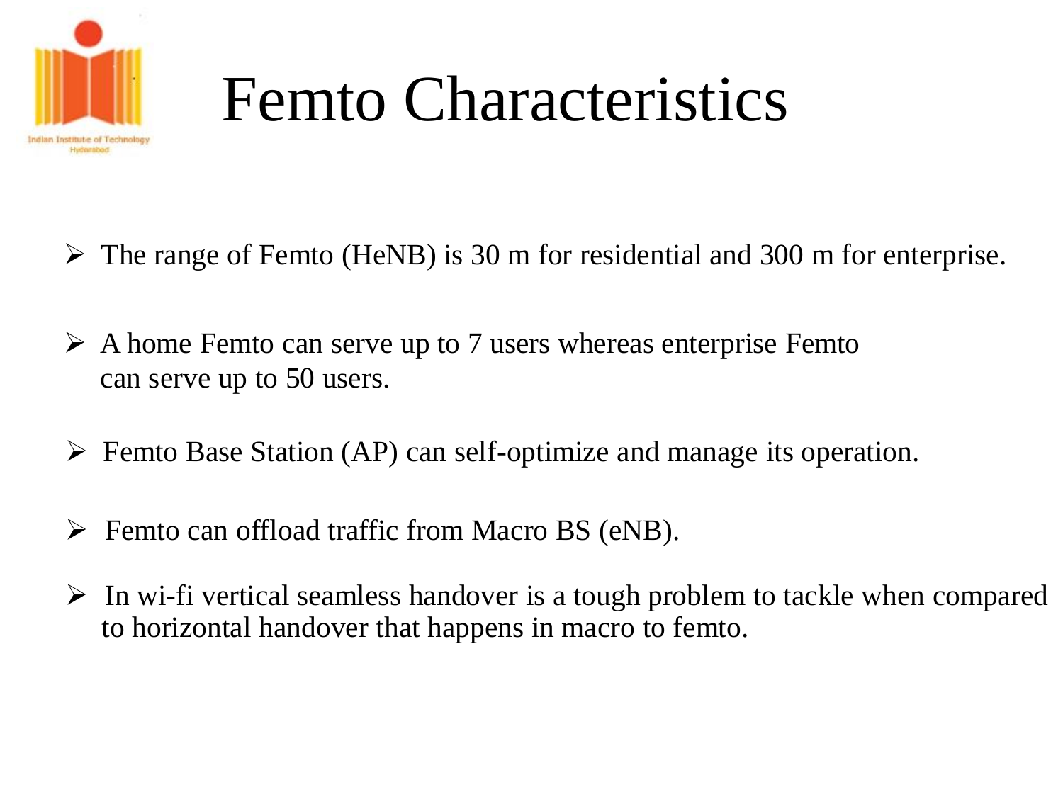# Femto Characteristics

- The range of Femto (HeNB) is 30 m for residential and 300 m for enterprise.
- A home Femto can serve up to 7 users whereas enterprise Femto can serve up to 50 users.
- Femto Base Station (AP) can self-optimize and manage its operation.
- Femto can offload traffic from Macro BS (eNB).
- In wi-fi vertical seamless handover is a tough problem to tackle when compared to horizontal handover that happens in macro to femto.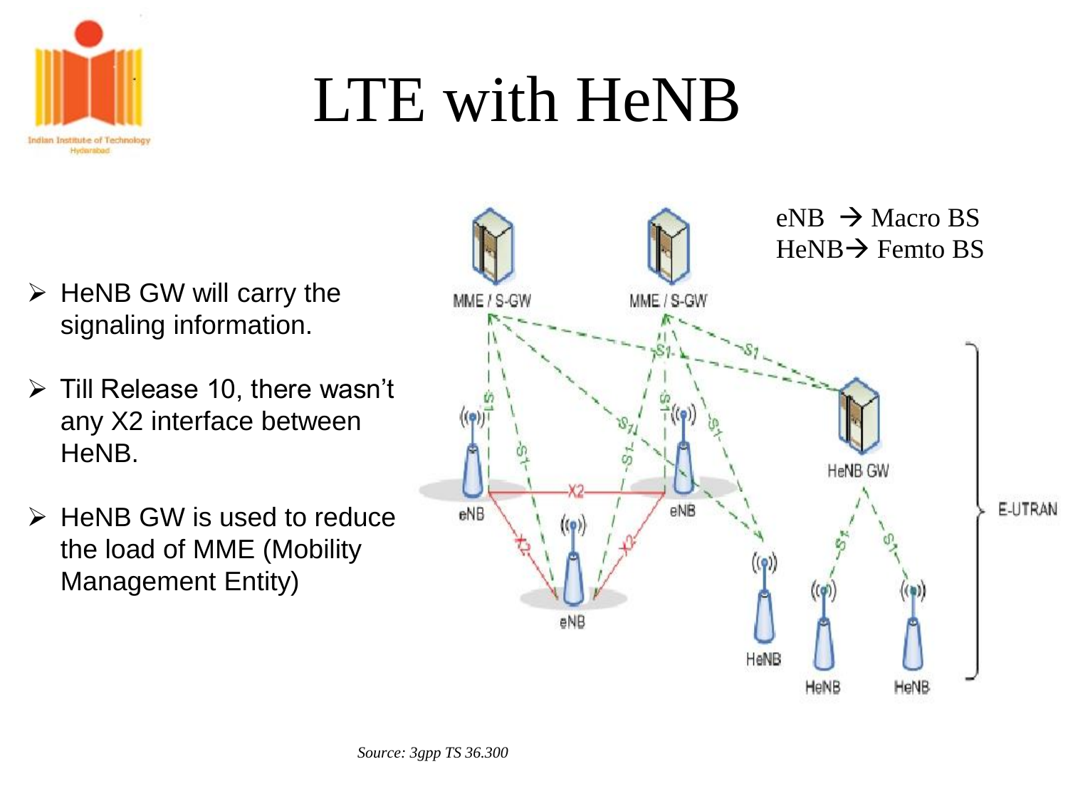# LTE with HeNB

- HeNB GW will carry the signaling information.
- Till Release 10, there wasn't any X2 interface between HeNB.
- HeNB GW is used to reduce the load of MME (Mobility Management Entity)

eNB → Macro BS
HeNB → Femto BS

*Source: 3gpp TS 36.300*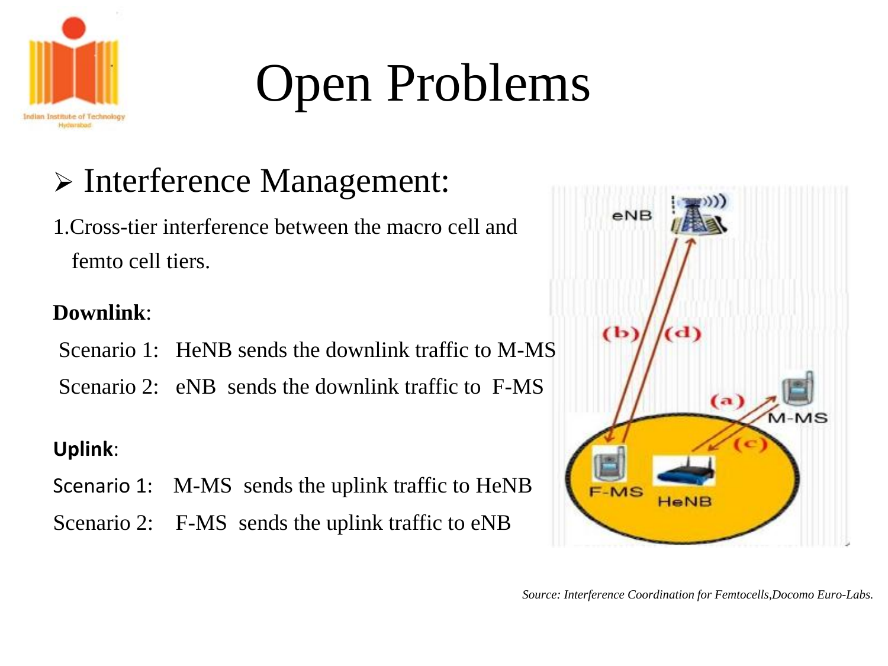# Open Problems

- Interference Management:

1.Cross-tier interference between the macro cell and femto cell tiers.

**Downlink**:

Scenario 1: HeNB sends the downlink traffic to M-MS

Scenario 2: eNB sends the downlink traffic to F-MS

**Uplink**:

Scenario 1: M-MS sends the uplink traffic to HeNB

Scenario 2: F-MS sends the uplink traffic to eNB

*Source: Interference Coordination for Femtocells,Docomo Euro-Labs.*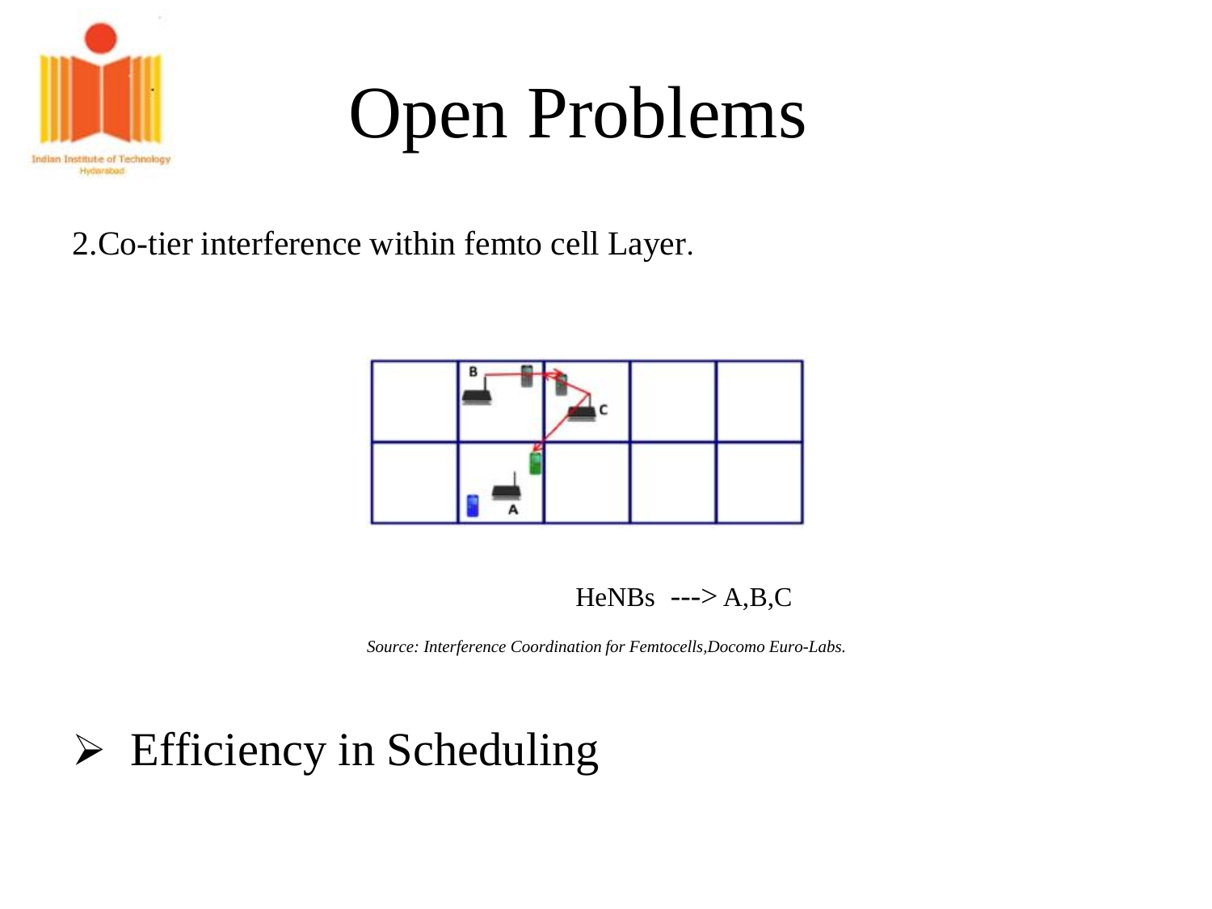# Open Problems

2.Co-tier interference within femto cell Layer.

HeNBs ---> A,B,C

*Source: Interference Coordination for Femtocells,Docomo Euro-Labs.*

- Efficiency in Scheduling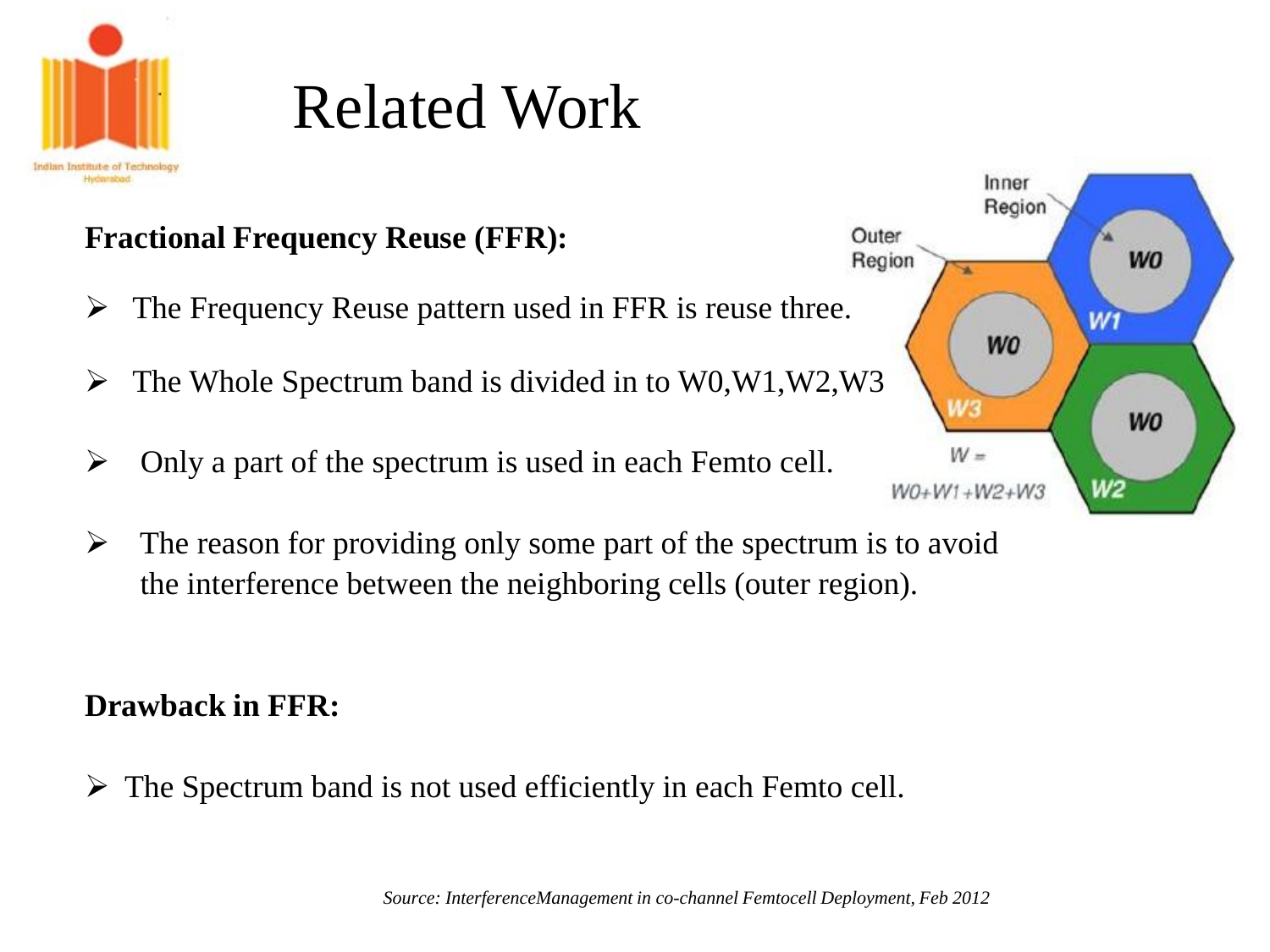# Related Work

**Fractional Frequency Reuse (FFR):**

- The Frequency Reuse pattern used in FFR is reuse three.
- The Whole Spectrum band is divided in to W0,W1,W2,W3
- Only a part of the spectrum is used in each Femto cell.
- The reason for providing only some part of the spectrum is to avoid the interference between the neighboring cells (outer region).

**Drawback in FFR:**

- The Spectrum band is not used efficiently in each Femto cell.

*Source: InterferenceManagement in co-channel Femtocell Deployment, Feb 2012*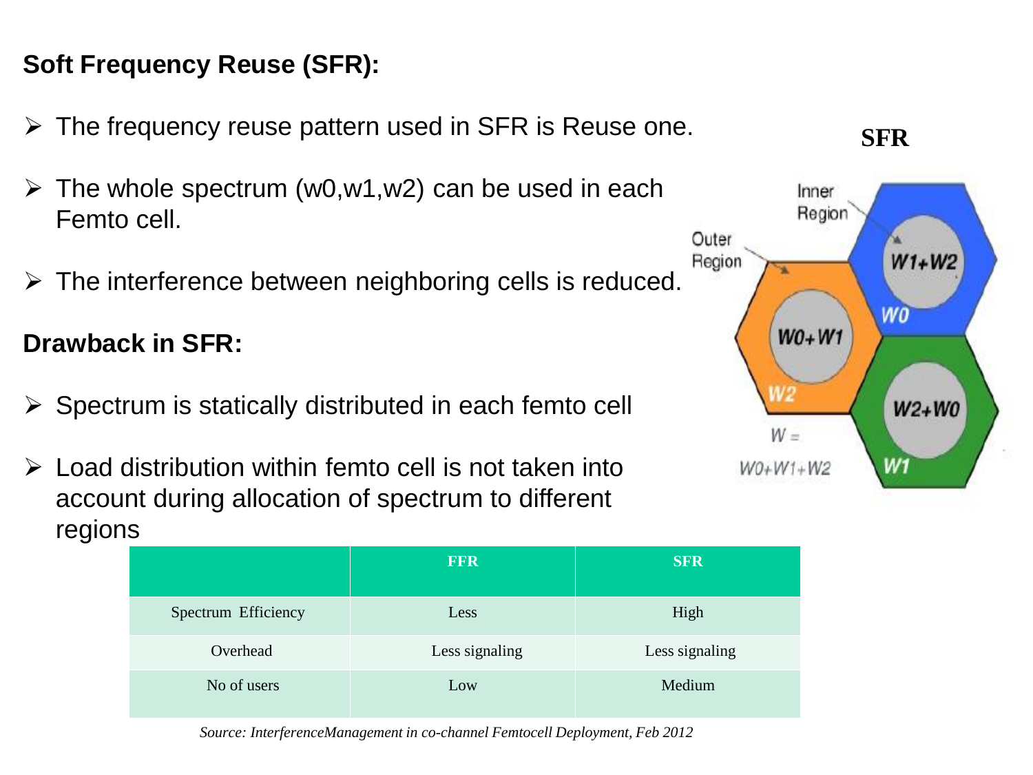**Soft Frequency Reuse (SFR):**

- The frequency reuse pattern used in SFR is Reuse one.
- The whole spectrum (w0,w1,w2) can be used in each Femto cell.
- The interference between neighboring cells is reduced.

**Drawback in SFR:**

- Spectrum is statically distributed in each femto cell
- Load distribution within femto cell is not taken into account during allocation of spectrum to different regions

| | FFR | SFR |
|---|---|---|
| Spectrum Efficiency | Less | High |
| Overhead | Less signaling | Less signaling |
| No of users | Low | Medium |

*Source: InterferenceManagement in co-channel Femtocell Deployment, Feb 2012*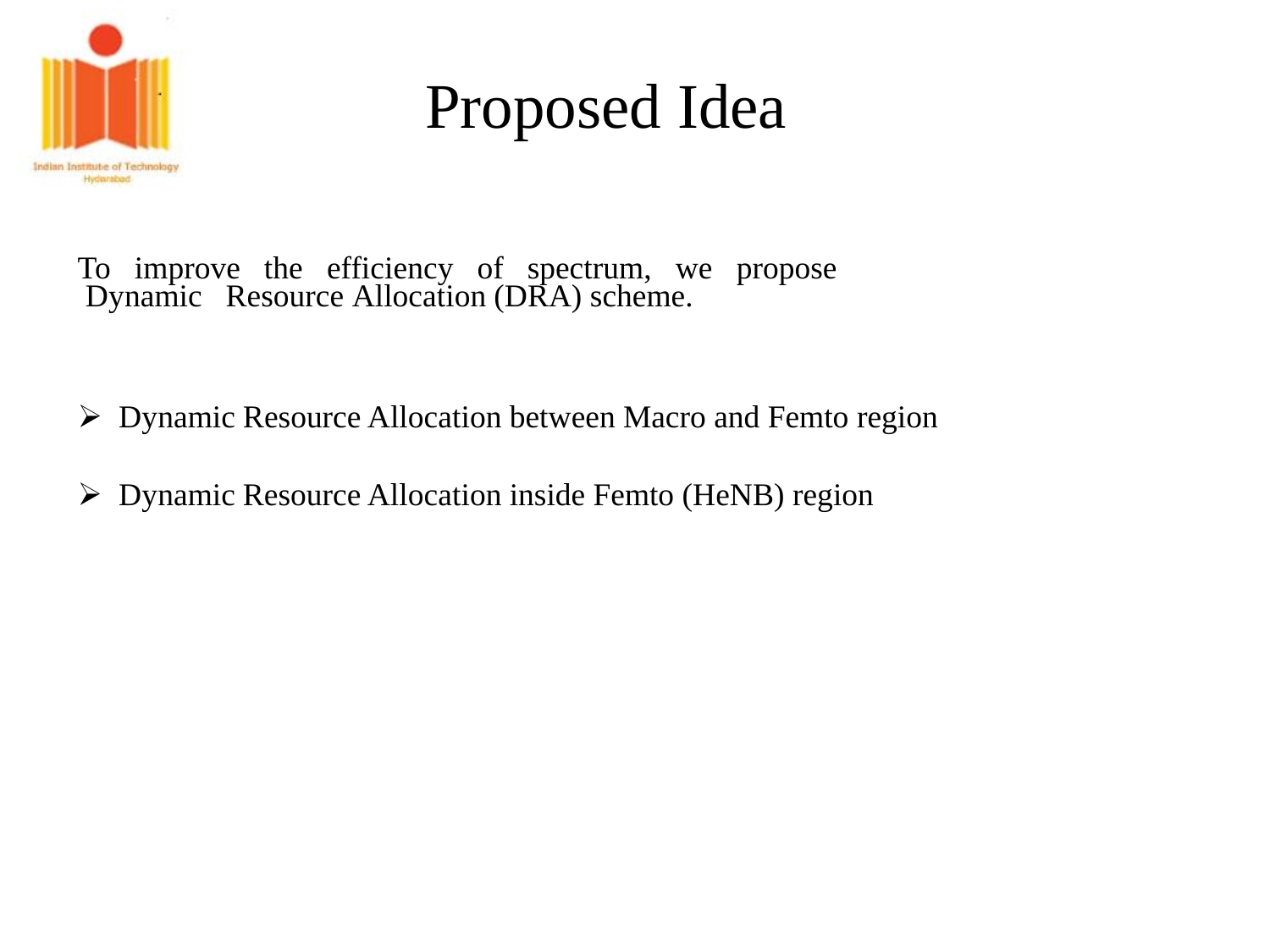# Proposed Idea

To improve the efficiency of spectrum, we propose Dynamic Resource Allocation (DRA) scheme.

- Dynamic Resource Allocation between Macro and Femto region
- Dynamic Resource Allocation inside Femto (HeNB) region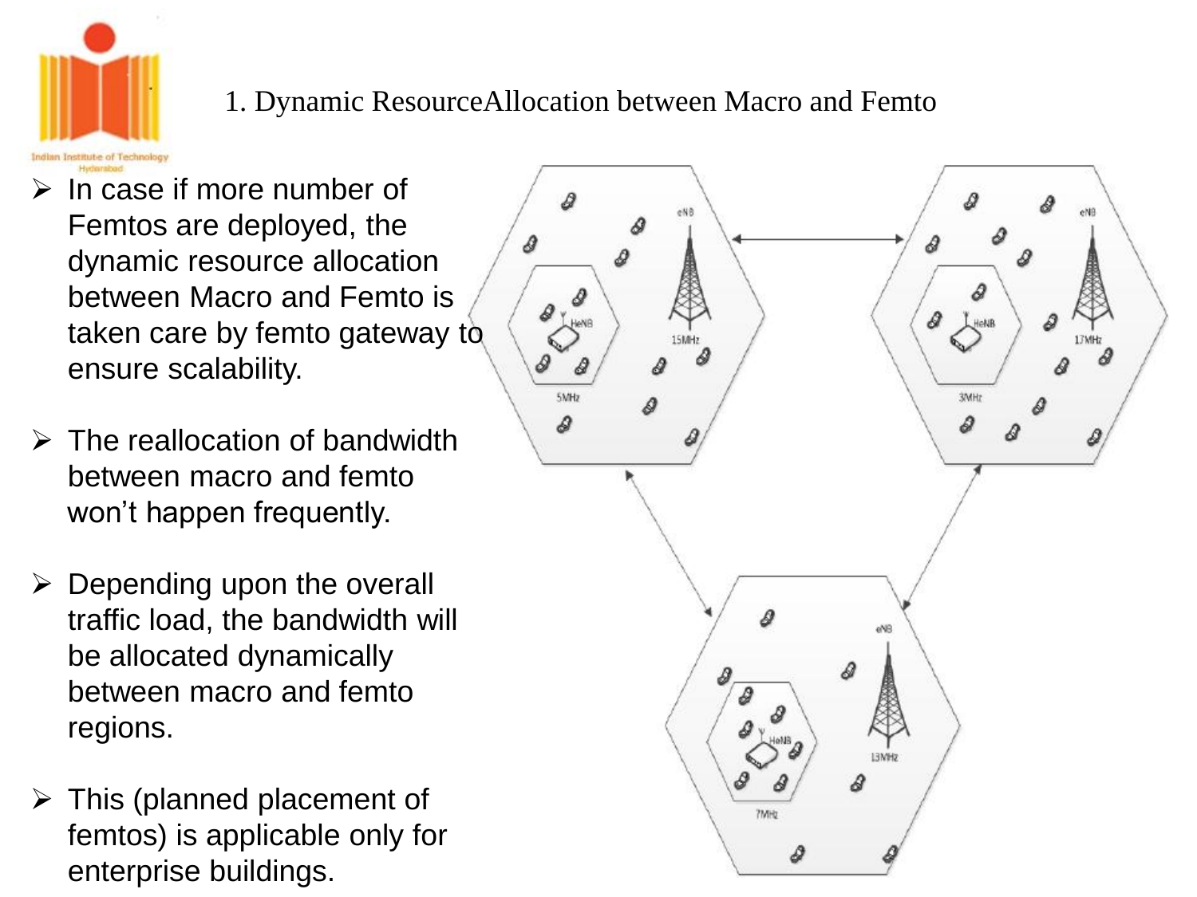## 1. Dynamic ResourceAllocation between Macro and Femto

- In case if more number of Femtos are deployed, the dynamic resource allocation between Macro and Femto is taken care by femto gateway to ensure scalability.
- The reallocation of bandwidth between macro and femto won't happen frequently.
- Depending upon the overall traffic load, the bandwidth will be allocated dynamically between macro and femto regions.
- This (planned placement of femtos) is applicable only for enterprise buildings.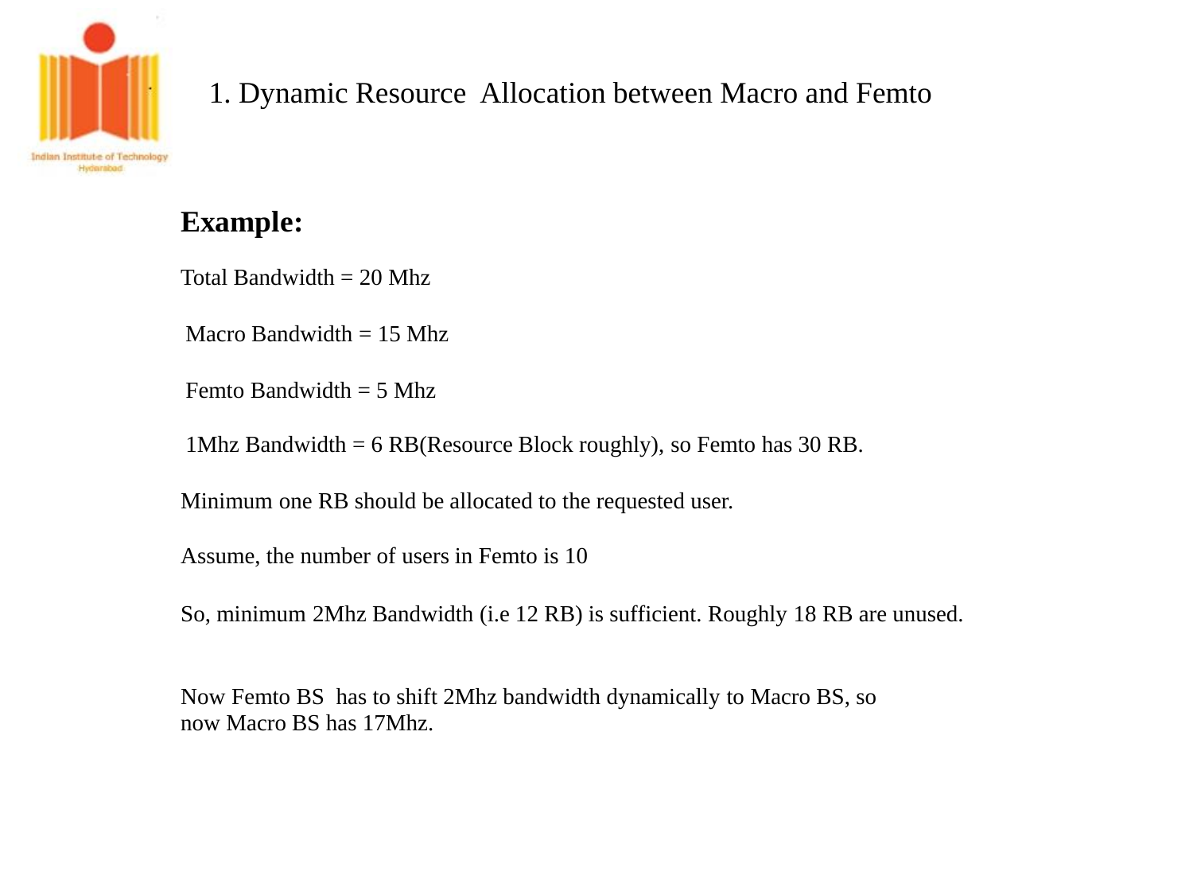# 1. Dynamic Resource Allocation between Macro and Femto

## Example:

Total Bandwidth = 20 Mhz

Macro Bandwidth = 15 Mhz

Femto Bandwidth = 5 Mhz

1Mhz Bandwidth = 6 RB(Resource Block roughly), so Femto has 30 RB.

Minimum one RB should be allocated to the requested user.

Assume, the number of users in Femto is 10

So, minimum 2Mhz Bandwidth (i.e 12 RB) is sufficient. Roughly 18 RB are unused.

Now Femto BS has to shift 2Mhz bandwidth dynamically to Macro BS, so now Macro BS has 17Mhz.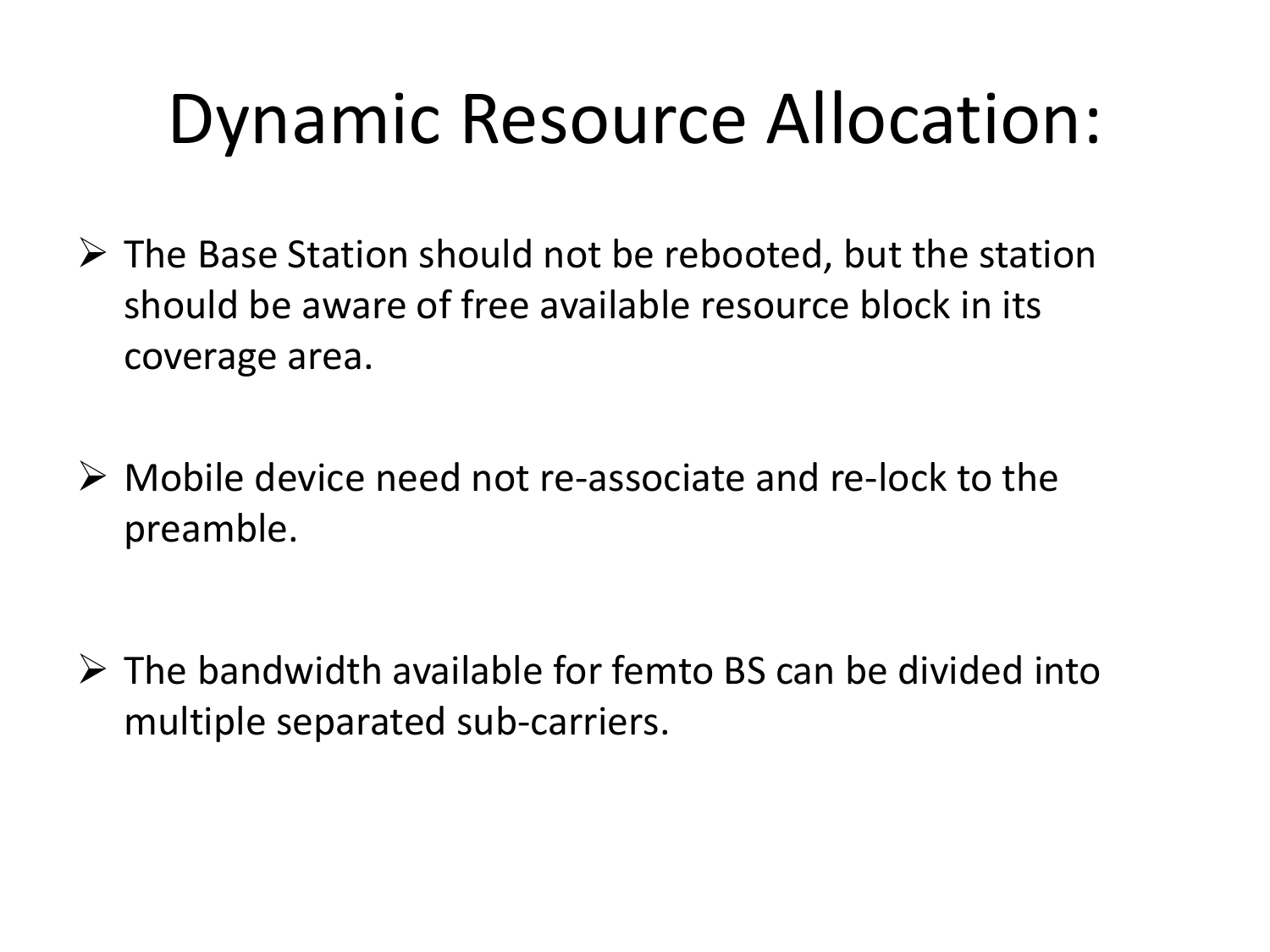# Dynamic Resource Allocation:

- The Base Station should not be rebooted, but the station should be aware of free available resource block in its coverage area.

- Mobile device need not re-associate and re-lock to the preamble.

- The bandwidth available for femto BS can be divided into multiple separated sub-carriers.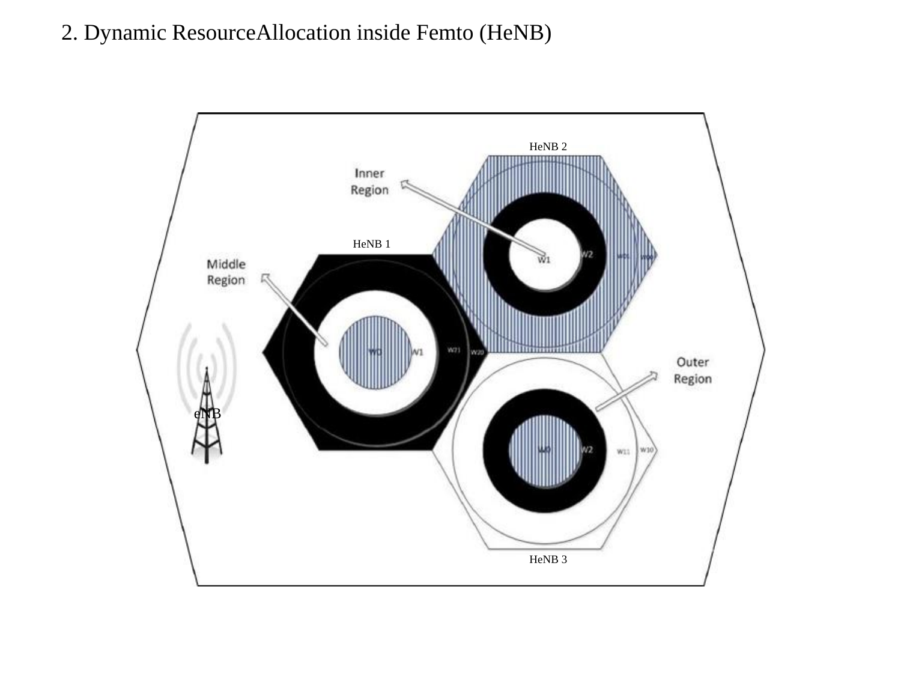## 2. Dynamic ResourceAllocation inside Femto (HeNB)

HeNB 2

Inner Region

HeNB 1

Middle Region

W1 W2 W01 W00

W0 W1 W21 W20

Outer Region

eNB

W0 W2 W11 W10

HeNB 3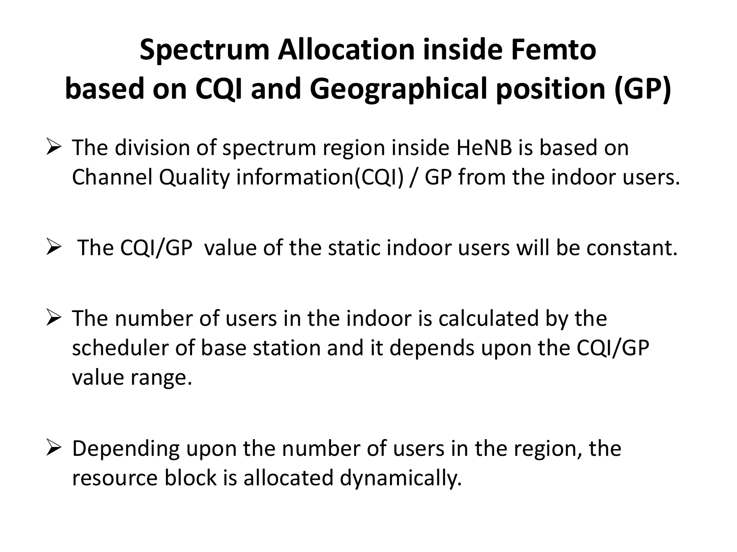# Spectrum Allocation inside Femto based on CQI and Geographical position (GP)

- The division of spectrum region inside HeNB is based on Channel Quality information(CQI) / GP from the indoor users.

- The CQI/GP value of the static indoor users will be constant.

- The number of users in the indoor is calculated by the scheduler of base station and it depends upon the CQI/GP value range.

- Depending upon the number of users in the region, the resource block is allocated dynamically.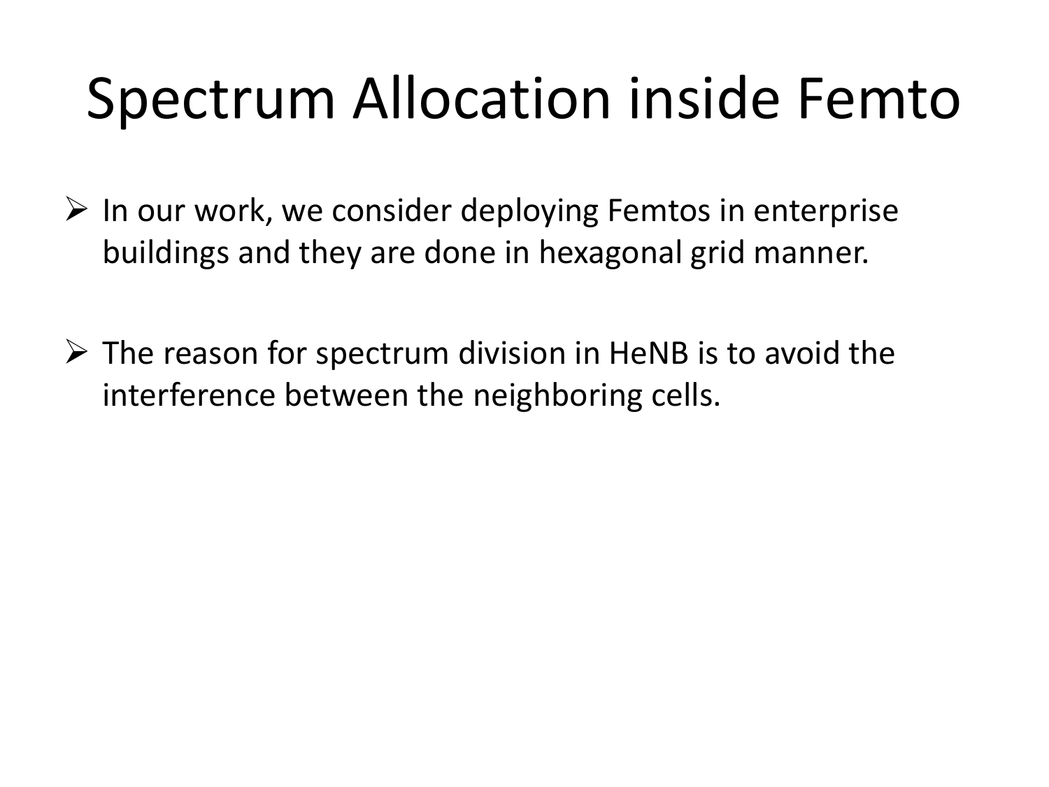# Spectrum Allocation inside Femto

- In our work, we consider deploying Femtos in enterprise buildings and they are done in hexagonal grid manner.
- The reason for spectrum division in HeNB is to avoid the interference between the neighboring cells.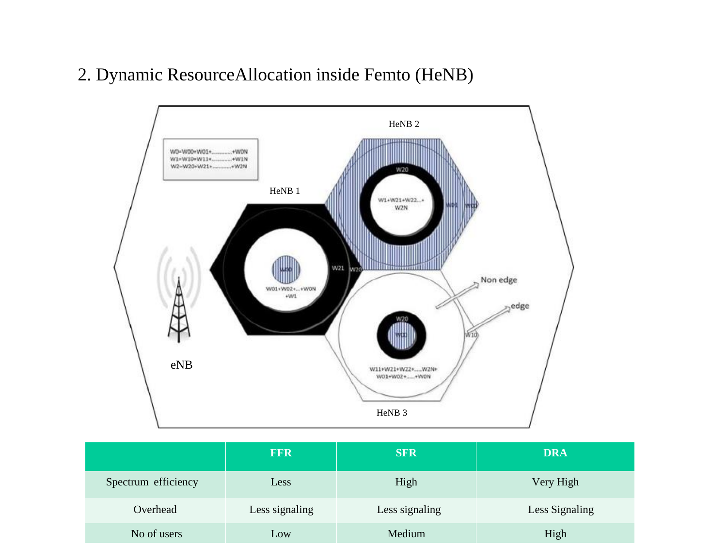## 2. Dynamic ResourceAllocation inside Femto (HeNB)

|  | FFR | SFR | DRA |
| --- | --- | --- | --- |
| Spectrum efficiency | Less | High | Very High |
| Overhead | Less signaling | Less signaling | Less Signaling |
| No of users | Low | Medium | High |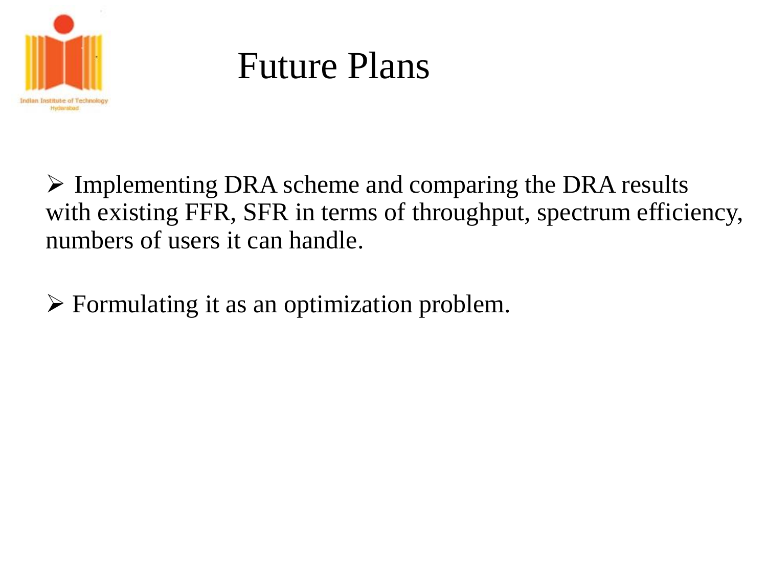# Future Plans

- Implementing DRA scheme and comparing the DRA results with existing FFR, SFR in terms of throughput, spectrum efficiency, numbers of users it can handle.

- Formulating it as an optimization problem.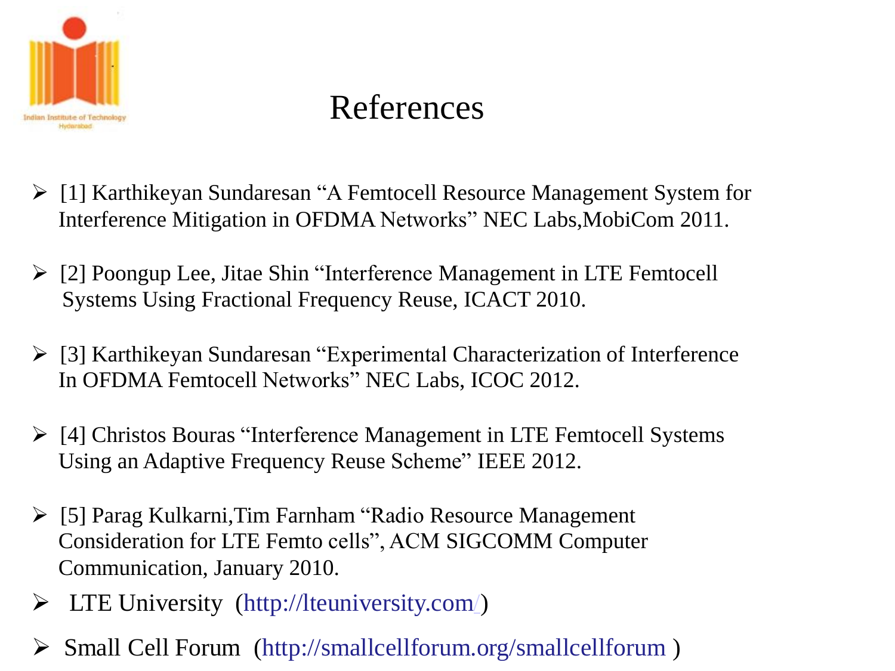# References

- [1] Karthikeyan Sundaresan “A Femtocell Resource Management System for Interference Mitigation in OFDMA Networks” NEC Labs,MobiCom 2011.
- [2] Poongup Lee, Jitae Shin “Interference Management in LTE Femtocell Systems Using Fractional Frequency Reuse, ICACT 2010.
- [3] Karthikeyan Sundaresan “Experimental Characterization of Interference In OFDMA Femtocell Networks” NEC Labs, ICOC 2012.
- [4] Christos Bouras “Interference Management in LTE Femtocell Systems Using an Adaptive Frequency Reuse Scheme” IEEE 2012.
- [5] Parag Kulkarni,Tim Farnham “Radio Resource Management Consideration for LTE Femto cells”, ACM SIGCOMM Computer Communication, January 2010.
- LTE University (http://lteuniversity.com/)
- Small Cell Forum (http://smallcellforum.org/smallcellforum )